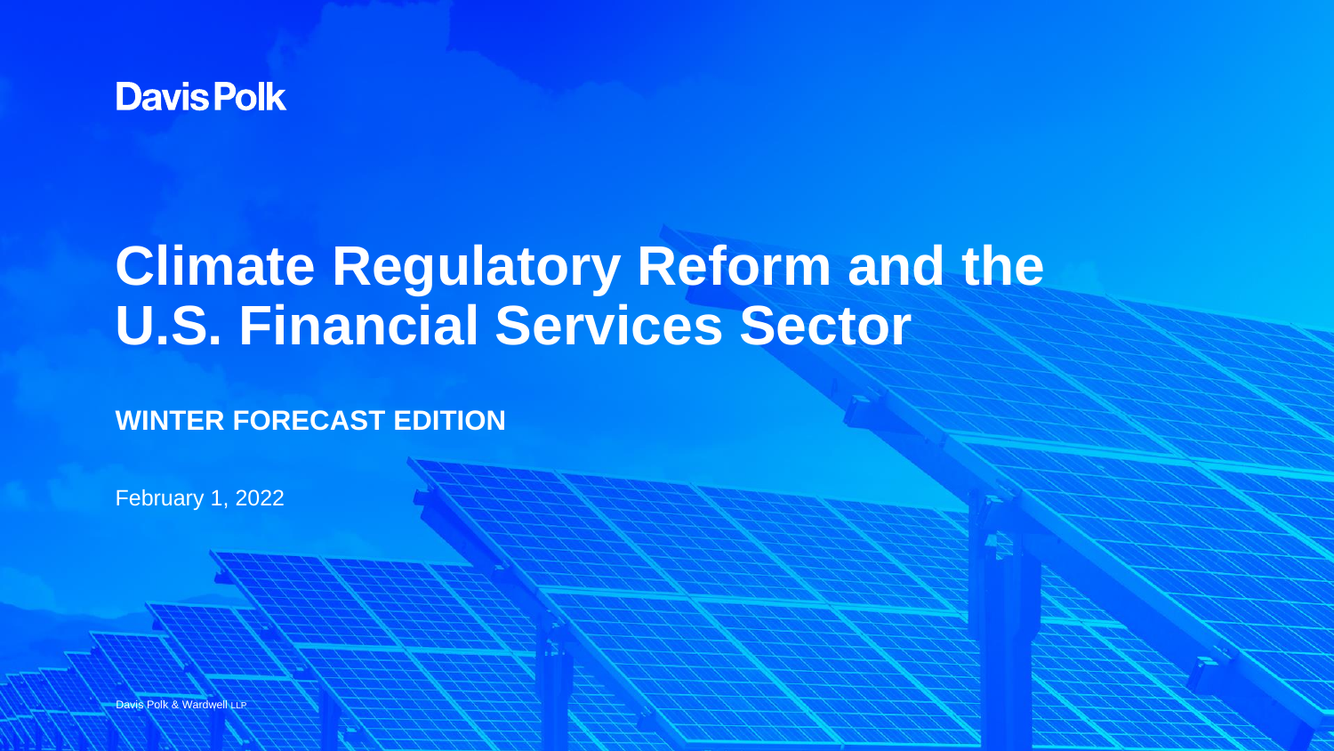Davis Polk

# Climate Regulatory Reform and the U.S. Financial Services Sector

## WINTER FORECAST EDITION

February 1, 2022

Davis Polk & Wardwell LLP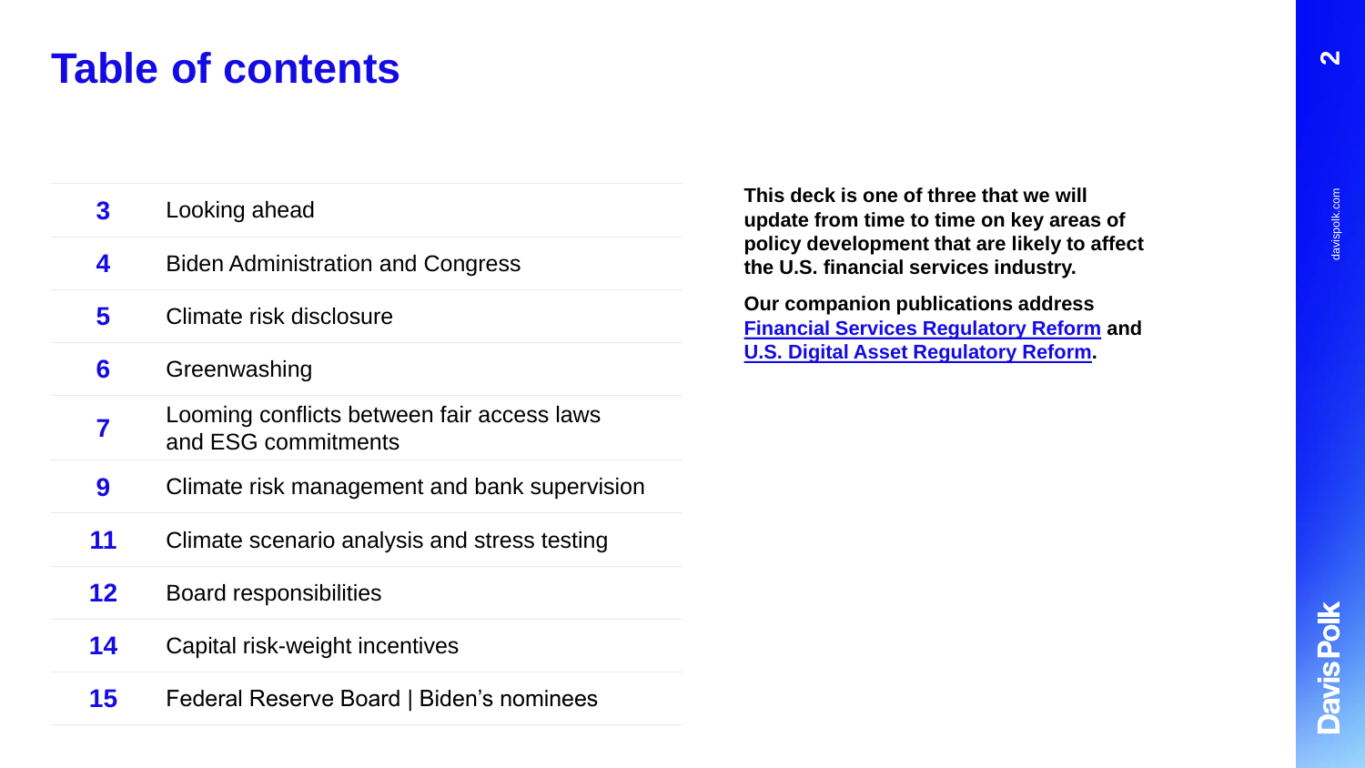# Table of contents

| | |
|---|---|
| 3 | Looking ahead |
| 4 | Biden Administration and Congress |
| 5 | Climate risk disclosure |
| 6 | Greenwashing |
| 7 | Looming conflicts between fair access laws and ESG commitments |
| 9 | Climate risk management and bank supervision |
| 11 | Climate scenario analysis and stress testing |
| 12 | Board responsibilities |
| 14 | Capital risk-weight incentives |
| 15 | Federal Reserve Board \| Biden's nominees |

**This deck is one of three that we will update from time to time on key areas of policy development that are likely to affect the U.S. financial services industry.**

**Our companion publications address Financial Services Regulatory Reform and U.S. Digital Asset Regulatory Reform.**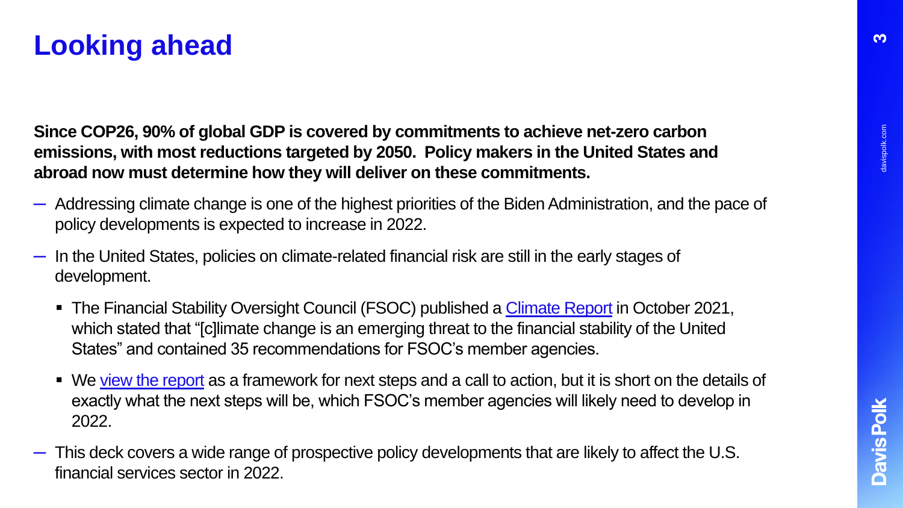# Looking ahead

**Since COP26, 90% of global GDP is covered by commitments to achieve net-zero carbon emissions, with most reductions targeted by 2050. Policy makers in the United States and abroad now must determine how they will deliver on these commitments.**

- Addressing climate change is one of the highest priorities of the Biden Administration, and the pace of policy developments is expected to increase in 2022.
- In the United States, policies on climate-related financial risk are still in the early stages of development.
  - The Financial Stability Oversight Council (FSOC) published a Climate Report in October 2021, which stated that "[c]limate change is an emerging threat to the financial stability of the United States" and contained 35 recommendations for FSOC's member agencies.
  - We view the report as a framework for next steps and a call to action, but it is short on the details of exactly what the next steps will be, which FSOC's member agencies will likely need to develop in 2022.
- This deck covers a wide range of prospective policy developments that are likely to affect the U.S. financial services sector in 2022.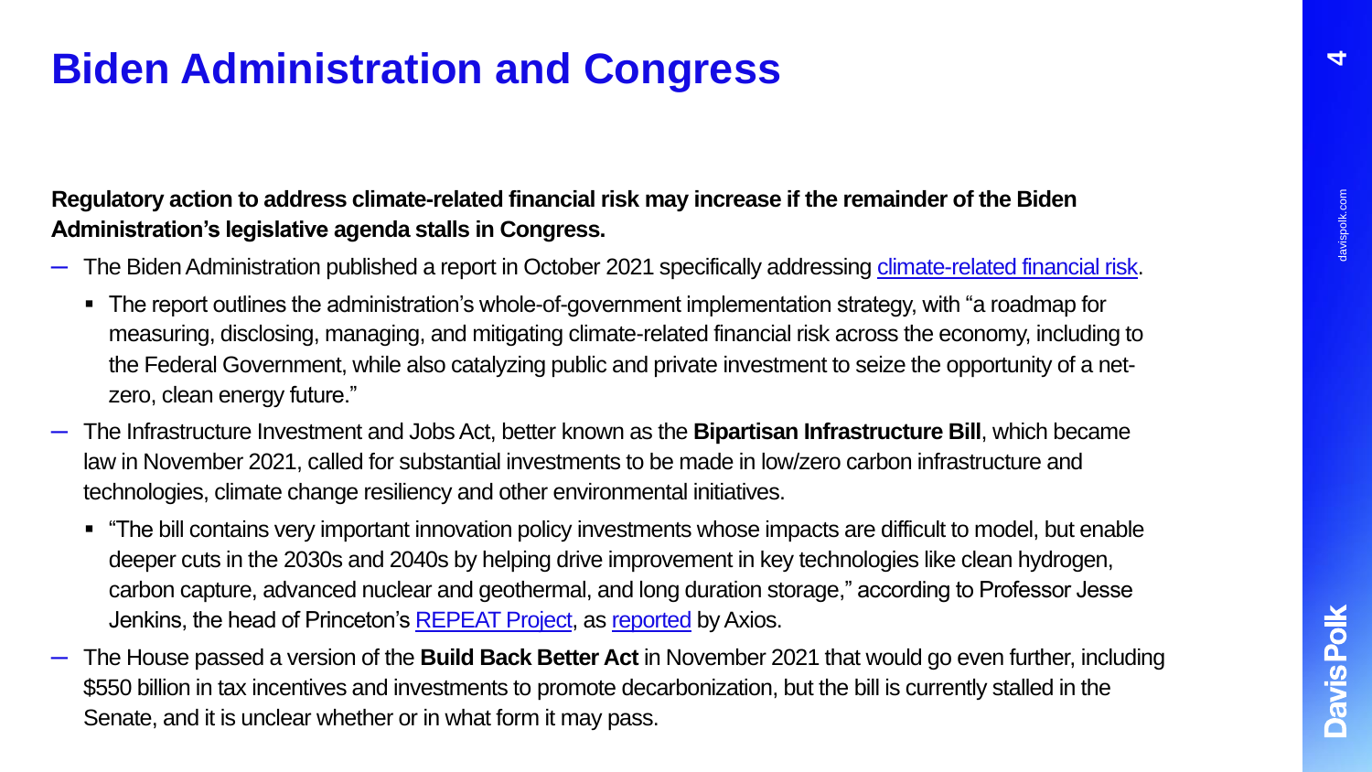# Biden Administration and Congress

**Regulatory action to address climate-related financial risk may increase if the remainder of the Biden Administration's legislative agenda stalls in Congress.**

- The Biden Administration published a report in October 2021 specifically addressing climate-related financial risk.
  - The report outlines the administration's whole-of-government implementation strategy, with "a roadmap for measuring, disclosing, managing, and mitigating climate-related financial risk across the economy, including to the Federal Government, while also catalyzing public and private investment to seize the opportunity of a net-zero, clean energy future."
- The Infrastructure Investment and Jobs Act, better known as the **Bipartisan Infrastructure Bill**, which became law in November 2021, called for substantial investments to be made in low/zero carbon infrastructure and technologies, climate change resiliency and other environmental initiatives.
  - "The bill contains very important innovation policy investments whose impacts are difficult to model, but enable deeper cuts in the 2030s and 2040s by helping drive improvement in key technologies like clean hydrogen, carbon capture, advanced nuclear and geothermal, and long duration storage," according to Professor Jesse Jenkins, the head of Princeton's REPEAT Project, as reported by Axios.
- The House passed a version of the **Build Back Better Act** in November 2021 that would go even further, including $550 billion in tax incentives and investments to promote decarbonization, but the bill is currently stalled in the Senate, and it is unclear whether or in what form it may pass.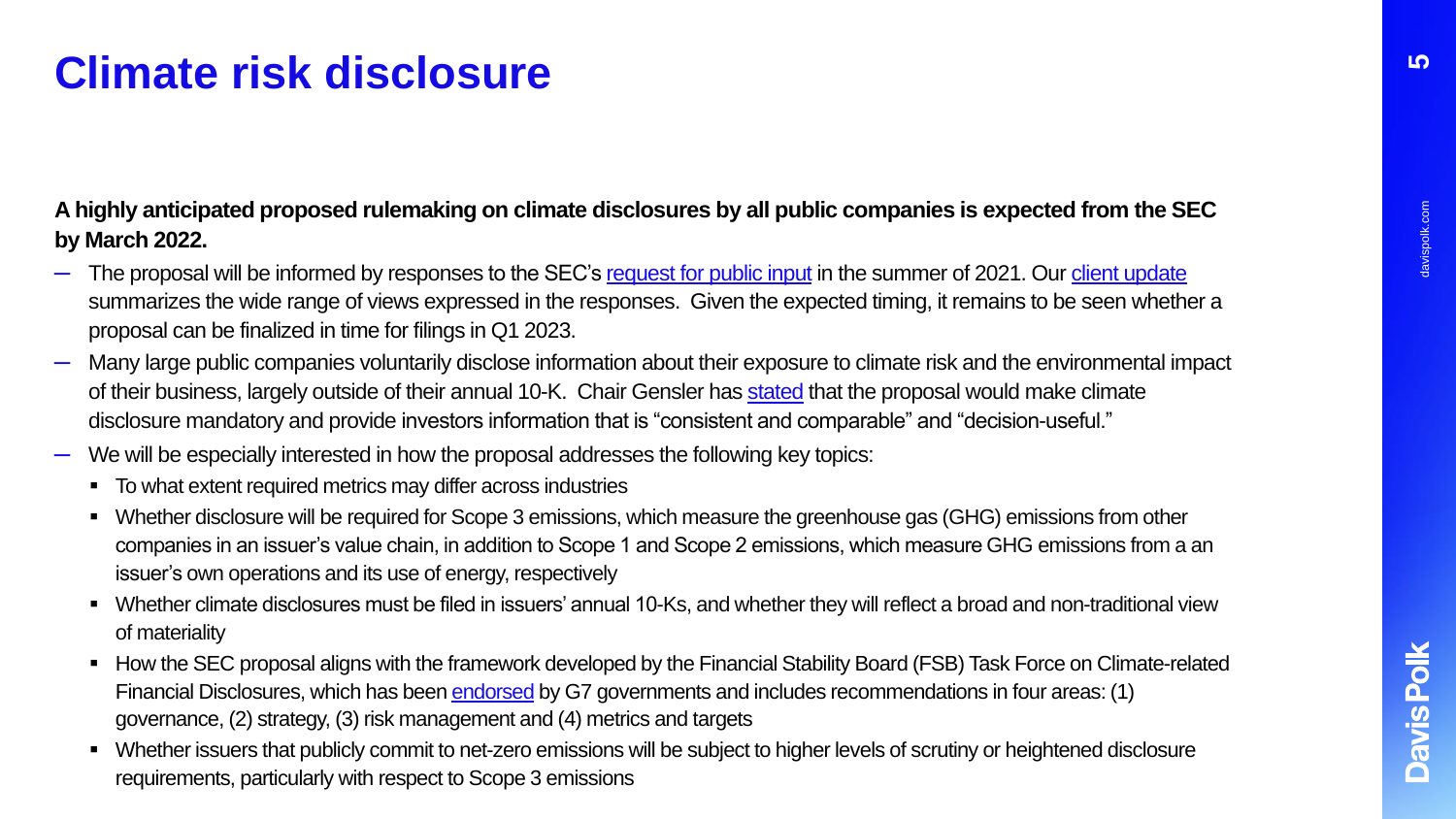# Climate risk disclosure

**A highly anticipated proposed rulemaking on climate disclosures by all public companies is expected from the SEC by March 2022.**

- The proposal will be informed by responses to the SEC's request for public input in the summer of 2021. Our client update summarizes the wide range of views expressed in the responses. Given the expected timing, it remains to be seen whether a proposal can be finalized in time for filings in Q1 2023.
- Many large public companies voluntarily disclose information about their exposure to climate risk and the environmental impact of their business, largely outside of their annual 10-K. Chair Gensler has stated that the proposal would make climate disclosure mandatory and provide investors information that is "consistent and comparable" and "decision-useful."
- We will be especially interested in how the proposal addresses the following key topics:
  - To what extent required metrics may differ across industries
  - Whether disclosure will be required for Scope 3 emissions, which measure the greenhouse gas (GHG) emissions from other companies in an issuer's value chain, in addition to Scope 1 and Scope 2 emissions, which measure GHG emissions from a an issuer's own operations and its use of energy, respectively
  - Whether climate disclosures must be filed in issuers' annual 10-Ks, and whether they will reflect a broad and non-traditional view of materiality
  - How the SEC proposal aligns with the framework developed by the Financial Stability Board (FSB) Task Force on Climate-related Financial Disclosures, which has been endorsed by G7 governments and includes recommendations in four areas: (1) governance, (2) strategy, (3) risk management and (4) metrics and targets
  - Whether issuers that publicly commit to net-zero emissions will be subject to higher levels of scrutiny or heightened disclosure requirements, particularly with respect to Scope 3 emissions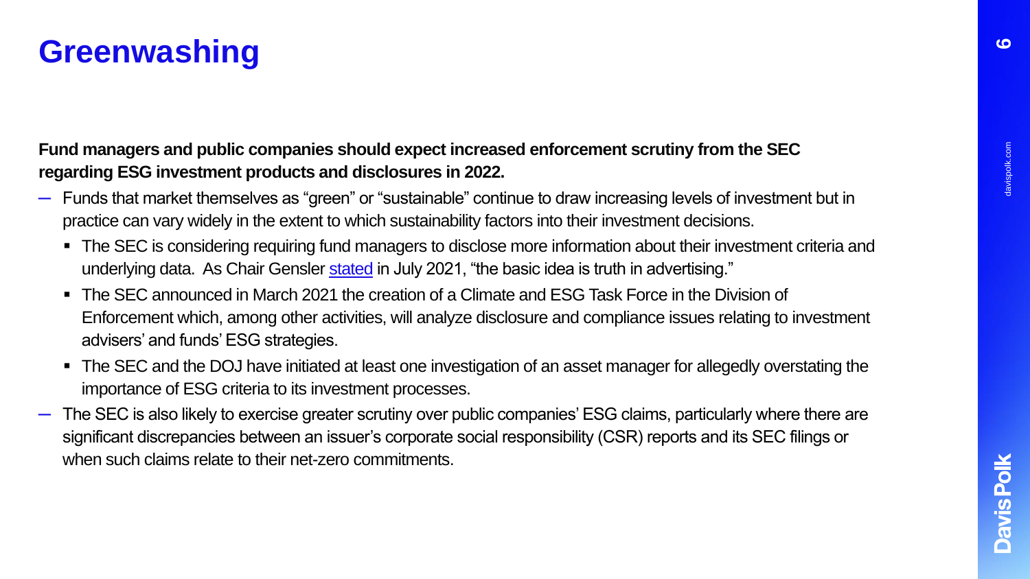# Greenwashing

**Fund managers and public companies should expect increased enforcement scrutiny from the SEC regarding ESG investment products and disclosures in 2022.**

- Funds that market themselves as "green" or "sustainable" continue to draw increasing levels of investment but in practice can vary widely in the extent to which sustainability factors into their investment decisions.
  - The SEC is considering requiring fund managers to disclose more information about their investment criteria and underlying data. As Chair Gensler stated in July 2021, "the basic idea is truth in advertising."
  - The SEC announced in March 2021 the creation of a Climate and ESG Task Force in the Division of Enforcement which, among other activities, will analyze disclosure and compliance issues relating to investment advisers' and funds' ESG strategies.
  - The SEC and the DOJ have initiated at least one investigation of an asset manager for allegedly overstating the importance of ESG criteria to its investment processes.
- The SEC is also likely to exercise greater scrutiny over public companies' ESG claims, particularly where there are significant discrepancies between an issuer's corporate social responsibility (CSR) reports and its SEC filings or when such claims relate to their net-zero commitments.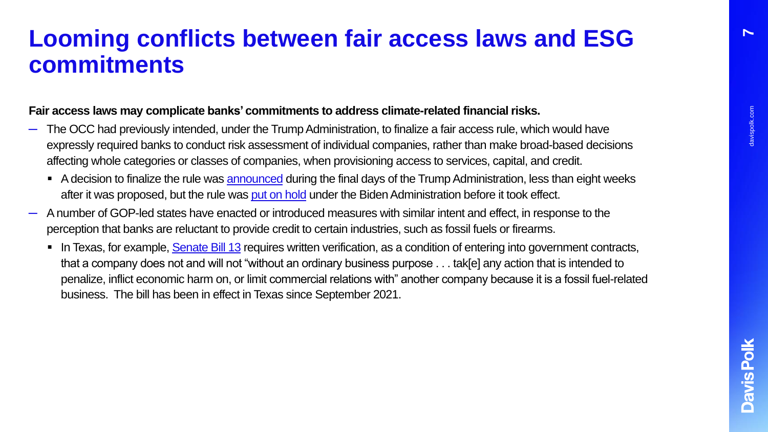# Looming conflicts between fair access laws and ESG commitments

**Fair access laws may complicate banks' commitments to address climate-related financial risks.**

- The OCC had previously intended, under the Trump Administration, to finalize a fair access rule, which would have expressly required banks to conduct risk assessment of individual companies, rather than make broad-based decisions affecting whole categories or classes of companies, when provisioning access to services, capital, and credit.
  - A decision to finalize the rule was announced during the final days of the Trump Administration, less than eight weeks after it was proposed, but the rule was put on hold under the Biden Administration before it took effect.
- A number of GOP-led states have enacted or introduced measures with similar intent and effect, in response to the perception that banks are reluctant to provide credit to certain industries, such as fossil fuels or firearms.
  - In Texas, for example, Senate Bill 13 requires written verification, as a condition of entering into government contracts, that a company does not and will not "without an ordinary business purpose . . . tak[e] any action that is intended to penalize, inflict economic harm on, or limit commercial relations with" another company because it is a fossil fuel-related business. The bill has been in effect in Texas since September 2021.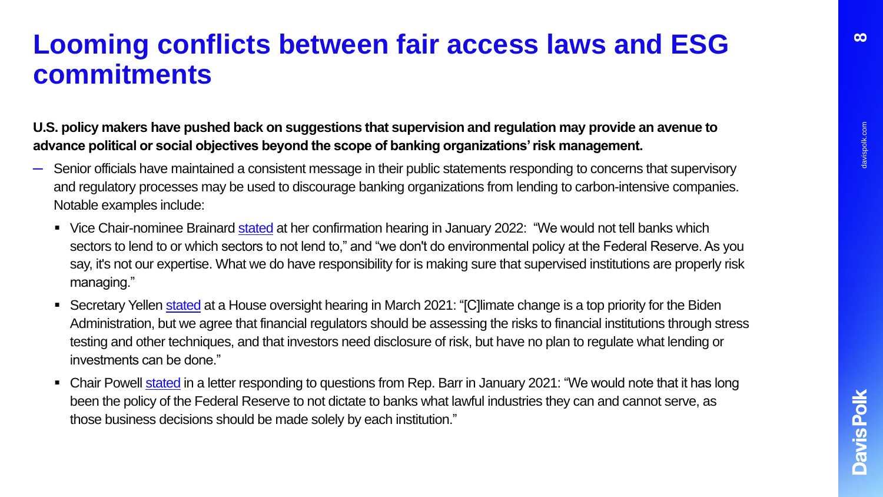# Looming conflicts between fair access laws and ESG commitments

**U.S. policy makers have pushed back on suggestions that supervision and regulation may provide an avenue to advance political or social objectives beyond the scope of banking organizations' risk management.**

- Senior officials have maintained a consistent message in their public statements responding to concerns that supervisory and regulatory processes may be used to discourage banking organizations from lending to carbon-intensive companies. Notable examples include:
  - Vice Chair-nominee Brainard stated at her confirmation hearing in January 2022: "We would not tell banks which sectors to lend to or which sectors to not lend to," and "we don't do environmental policy at the Federal Reserve. As you say, it's not our expertise. What we do have responsibility for is making sure that supervised institutions are properly risk managing."
  - Secretary Yellen stated at a House oversight hearing in March 2021: "[C]limate change is a top priority for the Biden Administration, but we agree that financial regulators should be assessing the risks to financial institutions through stress testing and other techniques, and that investors need disclosure of risk, but have no plan to regulate what lending or investments can be done."
  - Chair Powell stated in a letter responding to questions from Rep. Barr in January 2021: "We would note that it has long been the policy of the Federal Reserve to not dictate to banks what lawful industries they can and cannot serve, as those business decisions should be made solely by each institution."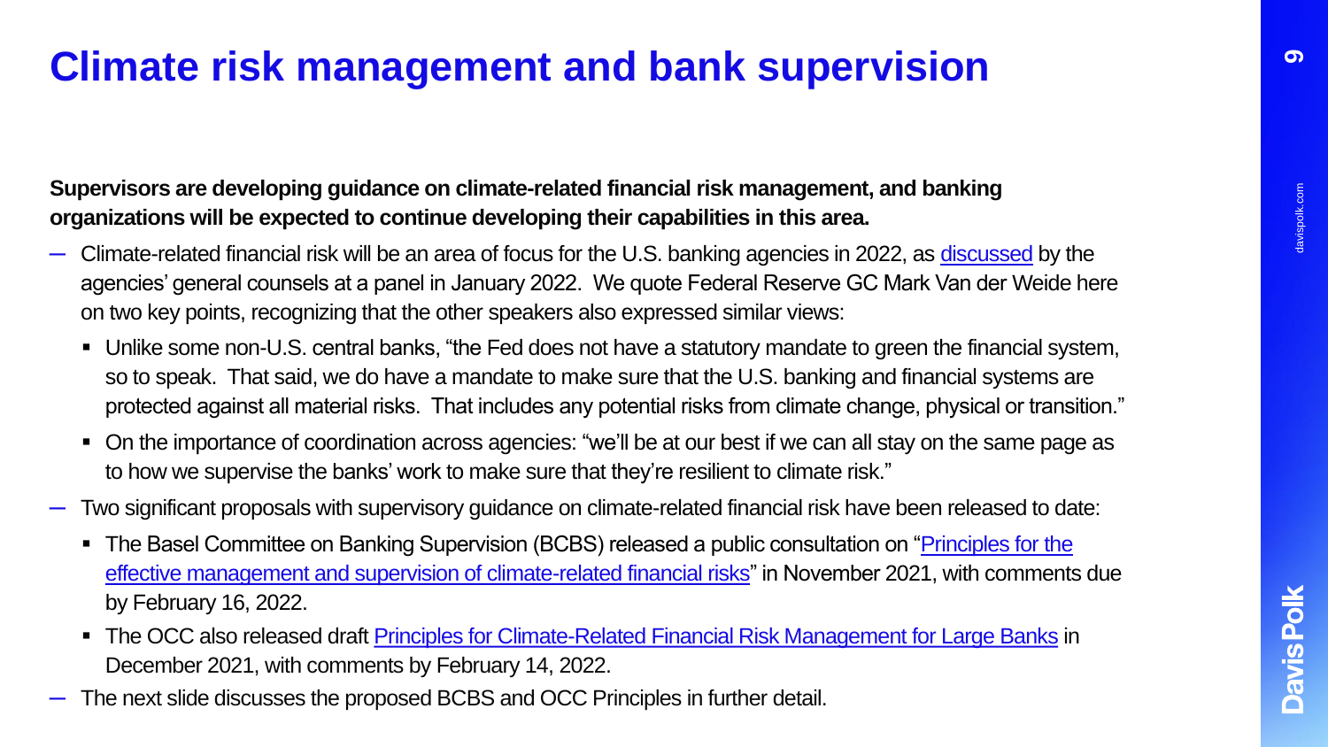# Climate risk management and bank supervision

**Supervisors are developing guidance on climate-related financial risk management, and banking organizations will be expected to continue developing their capabilities in this area.**

- Climate-related financial risk will be an area of focus for the U.S. banking agencies in 2022, as discussed by the agencies' general counsels at a panel in January 2022. We quote Federal Reserve GC Mark Van der Weide here on two key points, recognizing that the other speakers also expressed similar views:
  - Unlike some non-U.S. central banks, "the Fed does not have a statutory mandate to green the financial system, so to speak. That said, we do have a mandate to make sure that the U.S. banking and financial systems are protected against all material risks. That includes any potential risks from climate change, physical or transition."
  - On the importance of coordination across agencies: "we'll be at our best if we can all stay on the same page as to how we supervise the banks' work to make sure that they're resilient to climate risk."
- Two significant proposals with supervisory guidance on climate-related financial risk have been released to date:
  - The Basel Committee on Banking Supervision (BCBS) released a public consultation on "Principles for the effective management and supervision of climate-related financial risks" in November 2021, with comments due by February 16, 2022.
  - The OCC also released draft Principles for Climate-Related Financial Risk Management for Large Banks in December 2021, with comments by February 14, 2022.
- The next slide discusses the proposed BCBS and OCC Principles in further detail.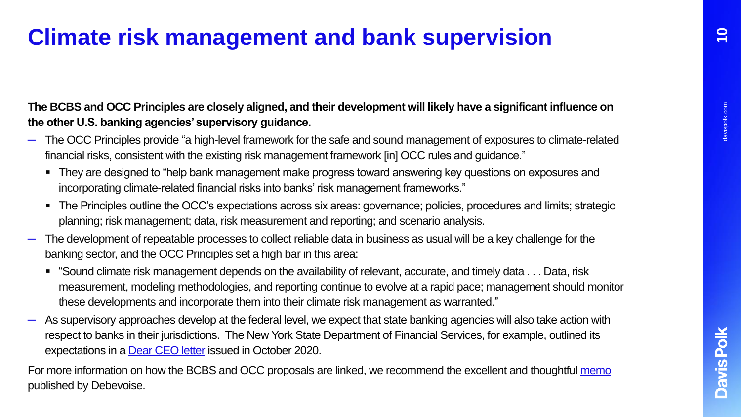# Climate risk management and bank supervision

**The BCBS and OCC Principles are closely aligned, and their development will likely have a significant influence on the other U.S. banking agencies' supervisory guidance.**

- The OCC Principles provide "a high-level framework for the safe and sound management of exposures to climate-related financial risks, consistent with the existing risk management framework [in] OCC rules and guidance."
  - They are designed to "help bank management make progress toward answering key questions on exposures and incorporating climate-related financial risks into banks' risk management frameworks."
  - The Principles outline the OCC's expectations across six areas: governance; policies, procedures and limits; strategic planning; risk management; data, risk measurement and reporting; and scenario analysis.
- The development of repeatable processes to collect reliable data in business as usual will be a key challenge for the banking sector, and the OCC Principles set a high bar in this area:
  - "Sound climate risk management depends on the availability of relevant, accurate, and timely data . . . Data, risk measurement, modeling methodologies, and reporting continue to evolve at a rapid pace; management should monitor these developments and incorporate them into their climate risk management as warranted."
- As supervisory approaches develop at the federal level, we expect that state banking agencies will also take action with respect to banks in their jurisdictions. The New York State Department of Financial Services, for example, outlined its expectations in a Dear CEO letter issued in October 2020.

For more information on how the BCBS and OCC proposals are linked, we recommend the excellent and thoughtful memo published by Debevoise.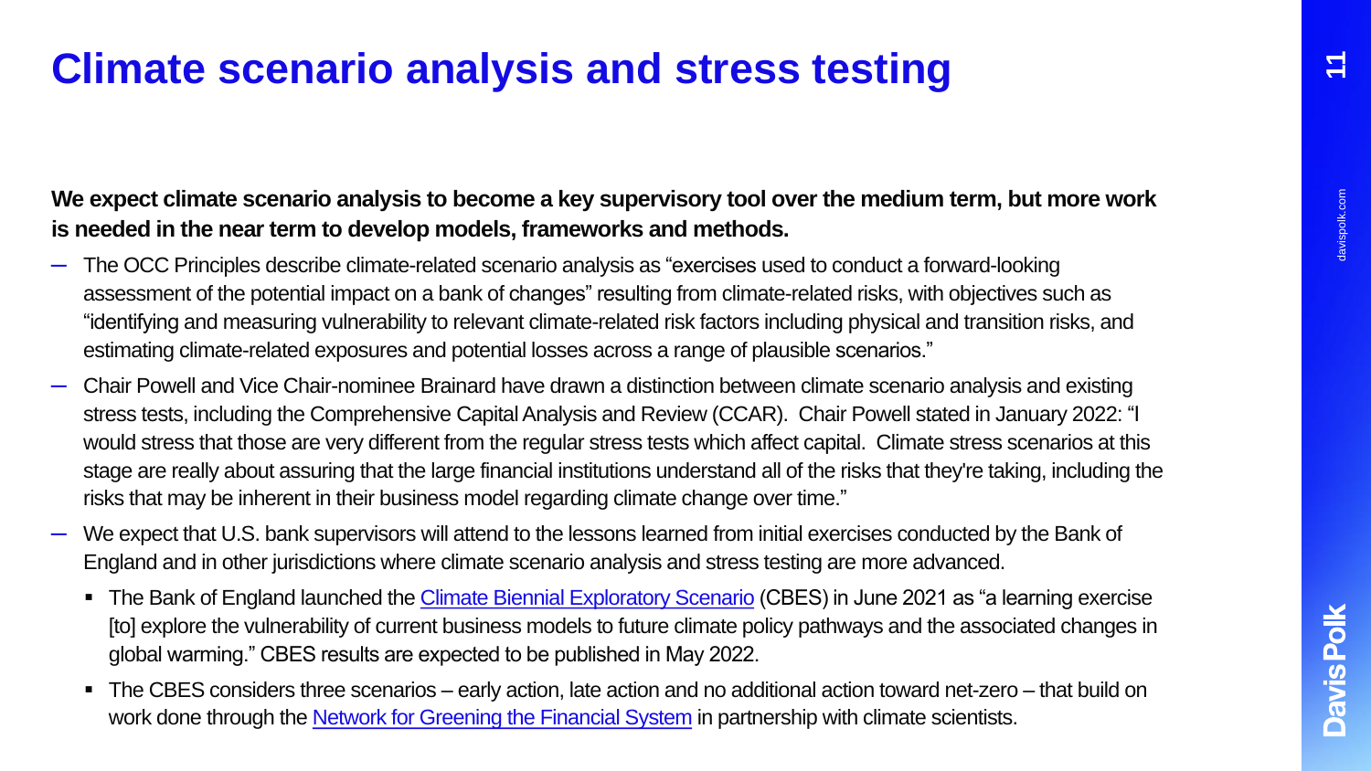# Climate scenario analysis and stress testing

**We expect climate scenario analysis to become a key supervisory tool over the medium term, but more work is needed in the near term to develop models, frameworks and methods.**

- The OCC Principles describe climate-related scenario analysis as "exercises used to conduct a forward-looking assessment of the potential impact on a bank of changes" resulting from climate-related risks, with objectives such as "identifying and measuring vulnerability to relevant climate-related risk factors including physical and transition risks, and estimating climate-related exposures and potential losses across a range of plausible scenarios."
- Chair Powell and Vice Chair-nominee Brainard have drawn a distinction between climate scenario analysis and existing stress tests, including the Comprehensive Capital Analysis and Review (CCAR). Chair Powell stated in January 2022: "I would stress that those are very different from the regular stress tests which affect capital. Climate stress scenarios at this stage are really about assuring that the large financial institutions understand all of the risks that they're taking, including the risks that may be inherent in their business model regarding climate change over time."
- We expect that U.S. bank supervisors will attend to the lessons learned from initial exercises conducted by the Bank of England and in other jurisdictions where climate scenario analysis and stress testing are more advanced.
  - The Bank of England launched the Climate Biennial Exploratory Scenario (CBES) in June 2021 as "a learning exercise [to] explore the vulnerability of current business models to future climate policy pathways and the associated changes in global warming." CBES results are expected to be published in May 2022.
  - The CBES considers three scenarios – early action, late action and no additional action toward net-zero – that build on work done through the Network for Greening the Financial System in partnership with climate scientists.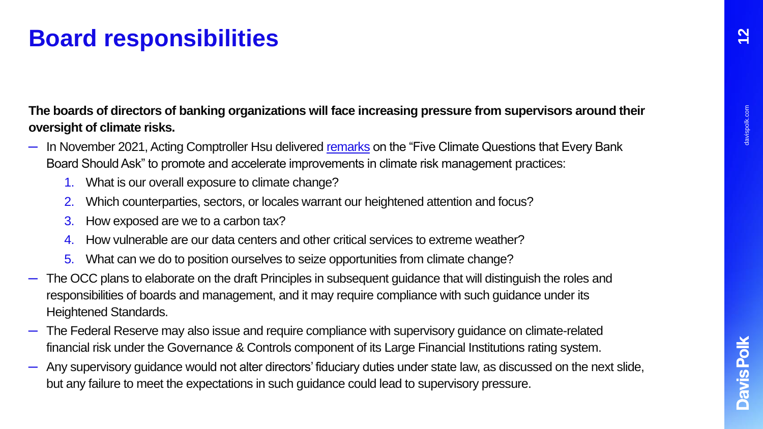# Board responsibilities

**The boards of directors of banking organizations will face increasing pressure from supervisors around their oversight of climate risks.**

- In November 2021, Acting Comptroller Hsu delivered remarks on the "Five Climate Questions that Every Bank Board Should Ask" to promote and accelerate improvements in climate risk management practices:
  1. What is our overall exposure to climate change?
  2. Which counterparties, sectors, or locales warrant our heightened attention and focus?
  3. How exposed are we to a carbon tax?
  4. How vulnerable are our data centers and other critical services to extreme weather?
  5. What can we do to position ourselves to seize opportunities from climate change?
- The OCC plans to elaborate on the draft Principles in subsequent guidance that will distinguish the roles and responsibilities of boards and management, and it may require compliance with such guidance under its Heightened Standards.
- The Federal Reserve may also issue and require compliance with supervisory guidance on climate-related financial risk under the Governance & Controls component of its Large Financial Institutions rating system.
- Any supervisory guidance would not alter directors' fiduciary duties under state law, as discussed on the next slide, but any failure to meet the expectations in such guidance could lead to supervisory pressure.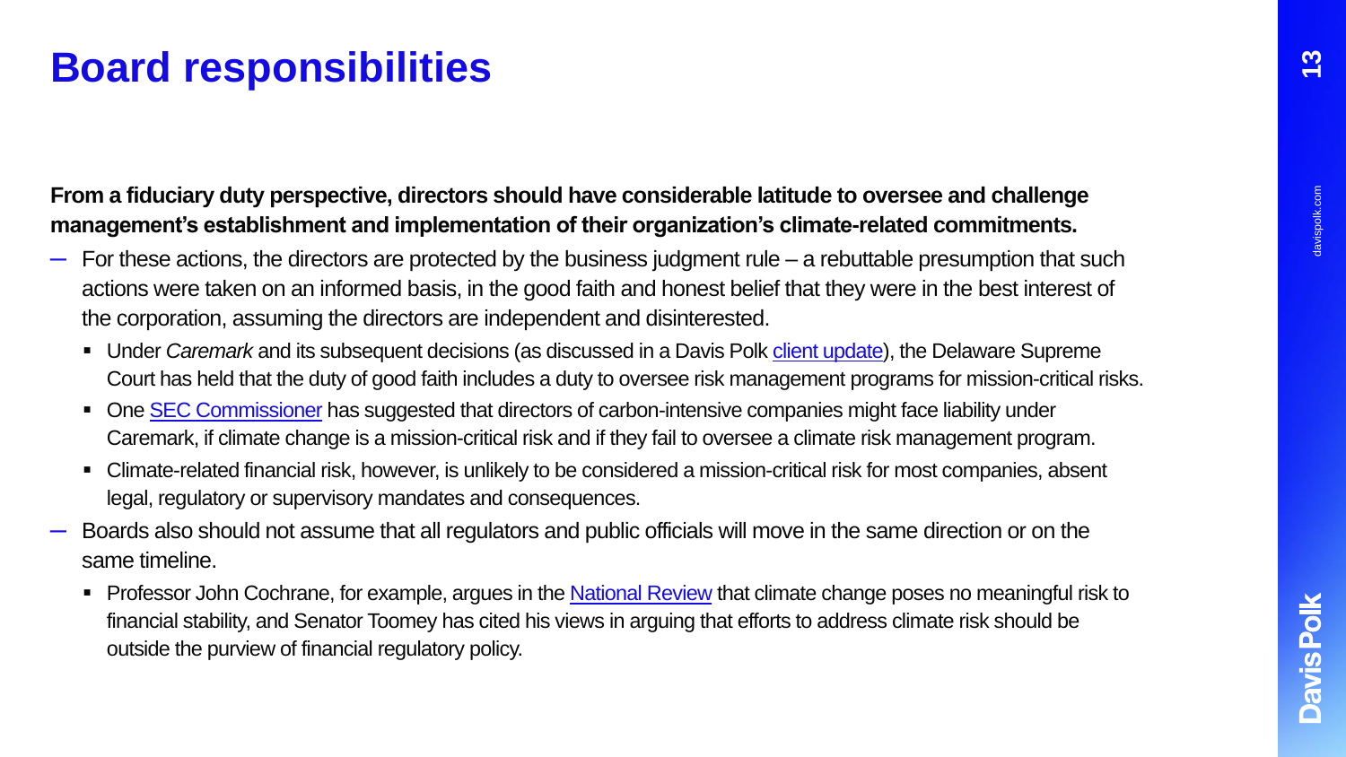# Board responsibilities

**From a fiduciary duty perspective, directors should have considerable latitude to oversee and challenge management's establishment and implementation of their organization's climate-related commitments.**

- For these actions, the directors are protected by the business judgment rule – a rebuttable presumption that such actions were taken on an informed basis, in the good faith and honest belief that they were in the best interest of the corporation, assuming the directors are independent and disinterested.
  - Under *Caremark* and its subsequent decisions (as discussed in a Davis Polk client update), the Delaware Supreme Court has held that the duty of good faith includes a duty to oversee risk management programs for mission-critical risks.
  - One SEC Commissioner has suggested that directors of carbon-intensive companies might face liability under Caremark, if climate change is a mission-critical risk and if they fail to oversee a climate risk management program.
  - Climate-related financial risk, however, is unlikely to be considered a mission-critical risk for most companies, absent legal, regulatory or supervisory mandates and consequences.
- Boards also should not assume that all regulators and public officials will move in the same direction or on the same timeline.
  - Professor John Cochrane, for example, argues in the National Review that climate change poses no meaningful risk to financial stability, and Senator Toomey has cited his views in arguing that efforts to address climate risk should be outside the purview of financial regulatory policy.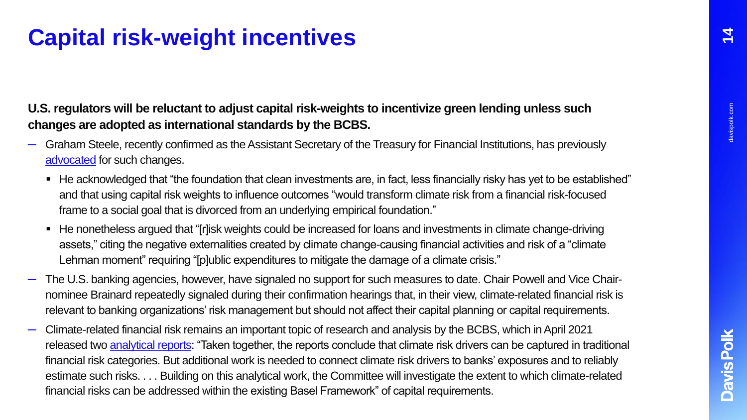# Capital risk-weight incentives

**U.S. regulators will be reluctant to adjust capital risk-weights to incentivize green lending unless such changes are adopted as international standards by the BCBS.**

- Graham Steele, recently confirmed as the Assistant Secretary of the Treasury for Financial Institutions, has previously advocated for such changes.
  - He acknowledged that "the foundation that clean investments are, in fact, less financially risky has yet to be established" and that using capital risk weights to influence outcomes "would transform climate risk from a financial risk-focused frame to a social goal that is divorced from an underlying empirical foundation."
  - He nonetheless argued that "[r]isk weights could be increased for loans and investments in climate change-driving assets," citing the negative externalities created by climate change-causing financial activities and risk of a "climate Lehman moment" requiring "[p]ublic expenditures to mitigate the damage of a climate crisis."
- The U.S. banking agencies, however, have signaled no support for such measures to date. Chair Powell and Vice Chair-nominee Brainard repeatedly signaled during their confirmation hearings that, in their view, climate-related financial risk is relevant to banking organizations' risk management but should not affect their capital planning or capital requirements.
- Climate-related financial risk remains an important topic of research and analysis by the BCBS, which in April 2021 released two analytical reports: "Taken together, the reports conclude that climate risk drivers can be captured in traditional financial risk categories. But additional work is needed to connect climate risk drivers to banks' exposures and to reliably estimate such risks. . . . Building on this analytical work, the Committee will investigate the extent to which climate-related financial risks can be addressed within the existing Basel Framework" of capital requirements.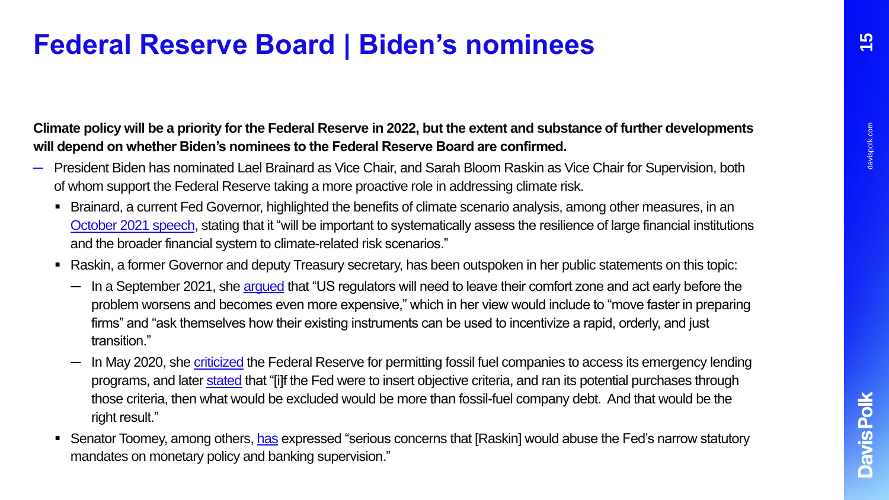# Federal Reserve Board | Biden's nominees

**Climate policy will be a priority for the Federal Reserve in 2022, but the extent and substance of further developments will depend on whether Biden's nominees to the Federal Reserve Board are confirmed.**

- President Biden has nominated Lael Brainard as Vice Chair, and Sarah Bloom Raskin as Vice Chair for Supervision, both of whom support the Federal Reserve taking a more proactive role in addressing climate risk.
  - Brainard, a current Fed Governor, highlighted the benefits of climate scenario analysis, among other measures, in an October 2021 speech, stating that it "will be important to systematically assess the resilience of large financial institutions and the broader financial system to climate-related risk scenarios."
  - Raskin, a former Governor and deputy Treasury secretary, has been outspoken in her public statements on this topic:
    - In a September 2021, she argued that "US regulators will need to leave their comfort zone and act early before the problem worsens and becomes even more expensive," which in her view would include to "move faster in preparing firms" and "ask themselves how their existing instruments can be used to incentivize a rapid, orderly, and just transition."
    - In May 2020, she criticized the Federal Reserve for permitting fossil fuel companies to access its emergency lending programs, and later stated that "[i]f the Fed were to insert objective criteria, and ran its potential purchases through those criteria, then what would be excluded would be more than fossil-fuel company debt. And that would be the right result."
  - Senator Toomey, among others, has expressed "serious concerns that [Raskin] would abuse the Fed's narrow statutory mandates on monetary policy and banking supervision."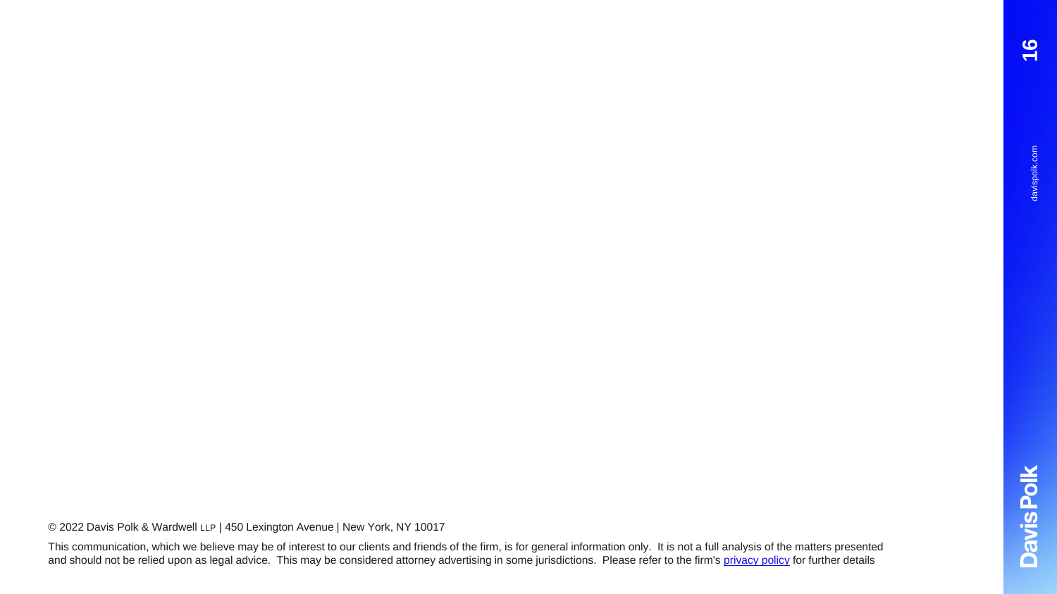© 2022 Davis Polk & Wardwell LLP | 450 Lexington Avenue | New York, NY 10017

This communication, which we believe may be of interest to our clients and friends of the firm, is for general information only. It is not a full analysis of the matters presented and should not be relied upon as legal advice. This may be considered attorney advertising in some jurisdictions. Please refer to the firm's privacy policy for further details